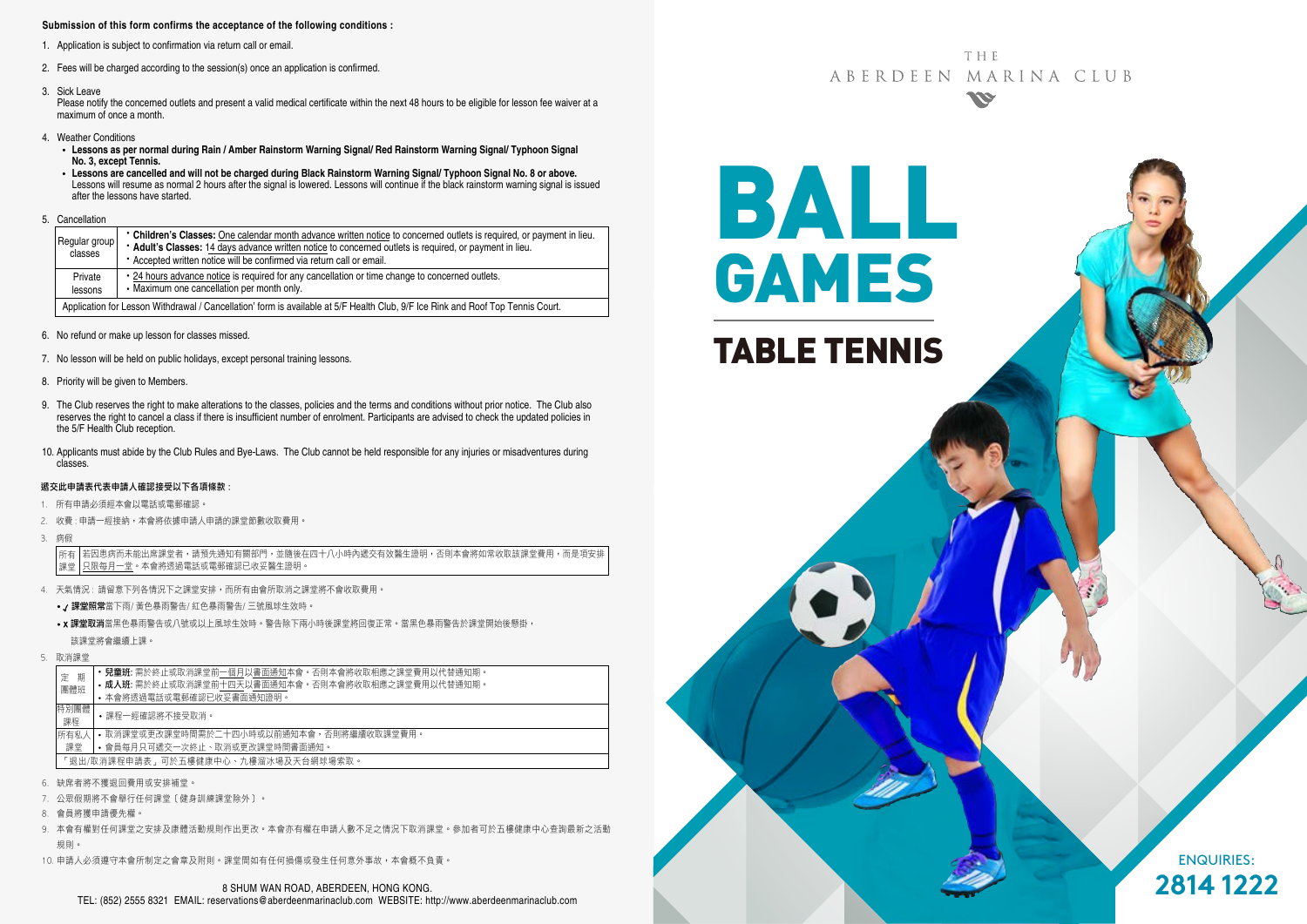**Submission of this form confirms the acceptance of the following conditions :**

1. Application is subject to confirmation via return call or email.
2. Fees will be charged according to the session(s) once an application is confirmed.
3. Sick Leave
   Please notify the concerned outlets and present a valid medical certificate within the next 48 hours to be eligible for lesson fee waiver at a maximum of once a month.
4. Weather Conditions
   - **Lessons as per normal during Rain / Amber Rainstorm Warning Signal/ Red Rainstorm Warning Signal/ Typhoon Signal No. 3, except Tennis.**
   - **Lessons are cancelled and will not be charged during Black Rainstorm Warning Signal/ Typhoon Signal No. 8 or above.** Lessons will resume as normal 2 hours after the signal is lowered. Lessons will continue if the black rainstorm warning signal is issued after the lessons have started.
5. Cancellation

| | |
|---|---|
| Regular group classes | • **Children's Classes:** One calendar month advance written notice to concerned outlets is required, or payment in lieu.<br>• **Adult's Classes:** 14 days advance written notice to concerned outlets is required, or payment in lieu.<br>• Accepted written notice will be confirmed via return call or email. |
| Private lessons | • 24 hours advance notice is required for any cancellation or time change to concerned outlets.<br>• Maximum one cancellation per month only. |
| Application for Lesson Withdrawal / Cancellation' form is available at 5/F Health Club, 9/F Ice Rink and Roof Top Tennis Court. | |

6. No refund or make up lesson for classes missed.
7. No lesson will be held on public holidays, except personal training lessons.
8. Priority will be given to Members.
9. The Club reserves the right to make alterations to the classes, policies and the terms and conditions without prior notice. The Club also reserves the right to cancel a class if there is insufficient number of enrolment. Participants are advised to check the updated policies in the 5/F Health Club reception.
10. Applicants must abide by the Club Rules and Bye-Laws. The Club cannot be held responsible for any injuries or misadventures during classes.

**遞交此申請表代表申請人確認接受以下各項條款：**

1. 所有申請必須經本會以電話或電郵確認。
2. 收費：申請一經接納，本會將依據申請人申請的課堂節數收取費用。
3. 病假

| | |
|---|---|
| 所有課堂 | 若因患病而未能出席課堂者，請預先通知有關部門，並隨後在四十八小時內遞交有效醫生證明，否則本會將如常收取該課堂費用，而是項安排只限每月一堂。本會將透過電話或電郵確認已收妥醫生證明。 |

4. 天氣情況：請留意下列各情況下之課堂安排，而所有由會所取消之課堂將不會收取費用。
   - ✓ **課堂照常**當下雨/ 黃色暴雨警告/ 紅色暴雨警告/ 三號風球生效時。
   - x **課堂取消**當黑色暴雨警告或八號或以上風球生效時。警告除下兩小時後課堂將回復正常。當黑色暴雨警告於課堂開始後懸掛，該課堂將會繼續上課。
5. 取消課堂

| | |
|---|---|
| 定期團體班 | • **兒童班:** 需於終止或取消課堂前一個月以書面通知本會。否則本會將收取相應之課堂費用以代替通知期。<br>• **成人班:** 需於終止或取消課堂前十四天以書面通知本會。否則本會將收取相應之課堂費用以代替通知期。<br>• 本會將透過電話或電郵確認已收妥書面通知證明。 |
| 特別團體課程 | • 課程一經確認將不接受取消。 |
| 所有私人課堂 | • 取消課堂或更改課堂時間需於二十四小時或以前通知本會，否則將繼續收取課堂費用。<br>• 會員每月只可遞交一次終止、取消或更改課堂時間書面通知。 |
| 「退出/取消課程申請表」可於五樓健康中心、九樓溜冰場及天台網球場索取。 | |

6. 缺席者將不獲退回費用或安排補堂。
7. 公眾假期將不會舉行任何課堂〔健身訓練課堂除外〕。
8. 會員將獲申請優先權。
9. 本會有權對任何課堂之安排及康體活動規則作出更改。本會亦有權在申請人數不足之情況下取消課堂。參加者可於五樓健康中心查詢最新之活動規則。
10. 申請人必須遵守本會所制定之會章及附則。課堂間如有任何損傷或發生任何意外事故，本會概不負責。

8 SHUM WAN ROAD, ABERDEEN, HONG KONG.
TEL: (852) 2555 8321 EMAIL: reservations@aberdeenmarinaclub.com WEBSITE: http://www.aberdeenmarinaclub.com

THE ABERDEEN MARINA CLUB

# BALL GAMES

## TABLE TENNIS

ENQUIRIES:
**2814 1222**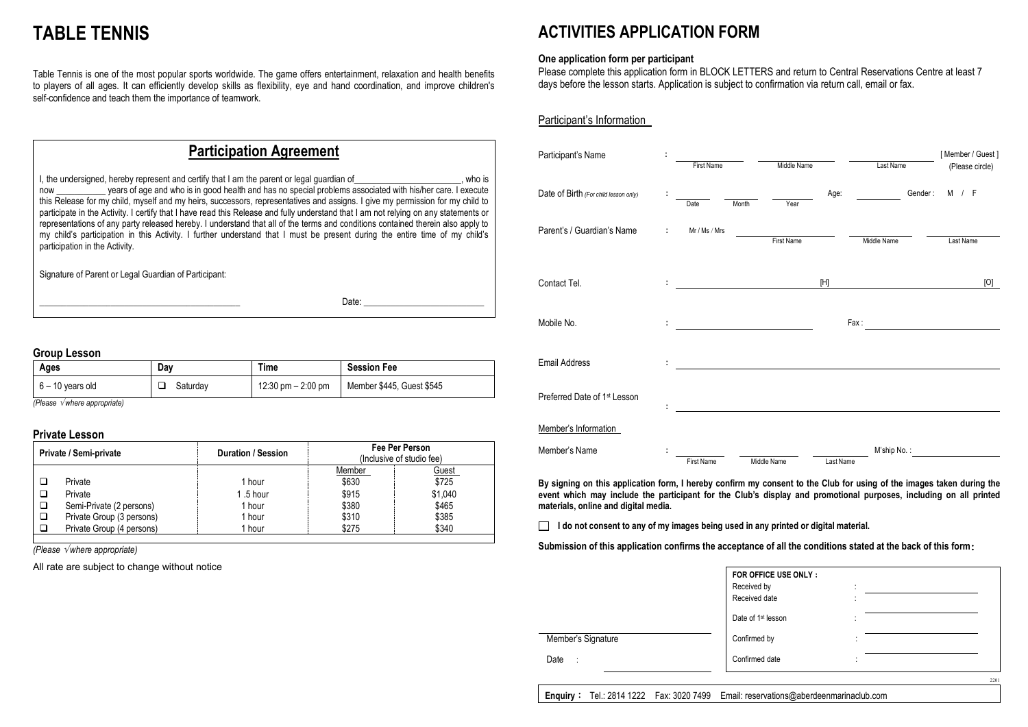# TABLE TENNIS

Table Tennis is one of the most popular sports worldwide. The game offers entertainment, relaxation and health benefits to players of all ages. It can efficiently develop skills as flexibility, eye and hand coordination, and improve children's self-confidence and teach them the importance of teamwork.

## Participation Agreement

I, the undersigned, hereby represent and certify that I am the parent or legal guardian of________________________, who is now ___________ years of age and who is in good health and has no special problems associated with his/her care. I execute this Release for my child, myself and my heirs, successors, representatives and assigns. I give my permission for my child to participate in the Activity. I certify that I have read this Release and fully understand that I am not relying on any statements or representations of any party released hereby. I understand that all of the terms and conditions contained therein also apply to my child's participation in this Activity. I further understand that I must be present during the entire time of my child's participation in the Activity.

Signature of Parent or Legal Guardian of Participant:

_____________________________________________ Date: __________________________

### Group Lesson

| Ages | Day | Time | Session Fee |
|---|---|---|---|
| 6 – 10 years old | ❑ Saturday | 12:30 pm – 2:00 pm | Member $445, Guest $545 |

*(Please √where appropriate)*

### Private Lesson

| Private / Semi-private | Duration / Session | Fee Per Person (Inclusive of studio fee) | |
|---|---|---|---|
| | | Member | Guest |
| ❑ Private | 1 hour | $630 | $725 |
| ❑ Private | 1 .5 hour | $915 | $1,040 |
| ❑ Semi-Private (2 persons) | 1 hour | $380 | $465 |
| ❑ Private Group (3 persons) | 1 hour | $310 | $385 |
| ❑ Private Group (4 persons) | 1 hour | $275 | $340 |

*(Please √where appropriate)*

All rate are subject to change without notice

# ACTIVITIES APPLICATION FORM

**One application form per participant**

Please complete this application form in BLOCK LETTERS and return to Central Reservations Centre at least 7 days before the lesson starts. Application is subject to confirmation via return call, email or fax.

Participant's Information

Participant's Name : ____________ First Name ____________ Middle Name ____________ Last Name [ Member / Guest ] (Please circle)

Date of Birth *(For child lesson only)* : ______ Date ______ Month ______ Year Age: ________ Gender : M / F

Parent's / Guardian's Name : Mr / Ms / Mrs ____________ First Name ____________ Middle Name ____________ Last Name

Contact Tel. : ______________________ [H] ______________________ [O]

Mobile No. : ______________________ Fax : ______________________

Email Address : ______________________________________________

Preferred Date of 1st Lesson : ______________________________________________

Member's Information

Member's Name : ____________ First Name ____________ Middle Name ____________ Last Name M'ship No. : ____________

**By signing on this application form, I hereby confirm my consent to the Club for using of the images taken during the event which may include the participant for the Club's display and promotional purposes, including on all printed materials, online and digital media.**

❑ **I do not consent to any of my images being used in any printed or digital material.**

**Submission of this application confirms the acceptance of all the conditions stated at the back of this form：**

______________________________
Member's Signature

Date : ____________________

**FOR OFFICE USE ONLY :**
Received by : ____________________
Received date : ____________________
Date of 1st lesson : ____________________
Confirmed by : ____________________
Confirmed date : ____________________

2201

**Enquiry：** Tel.: 2814 1222 Fax: 3020 7499 Email: reservations@aberdeenmarinaclub.com